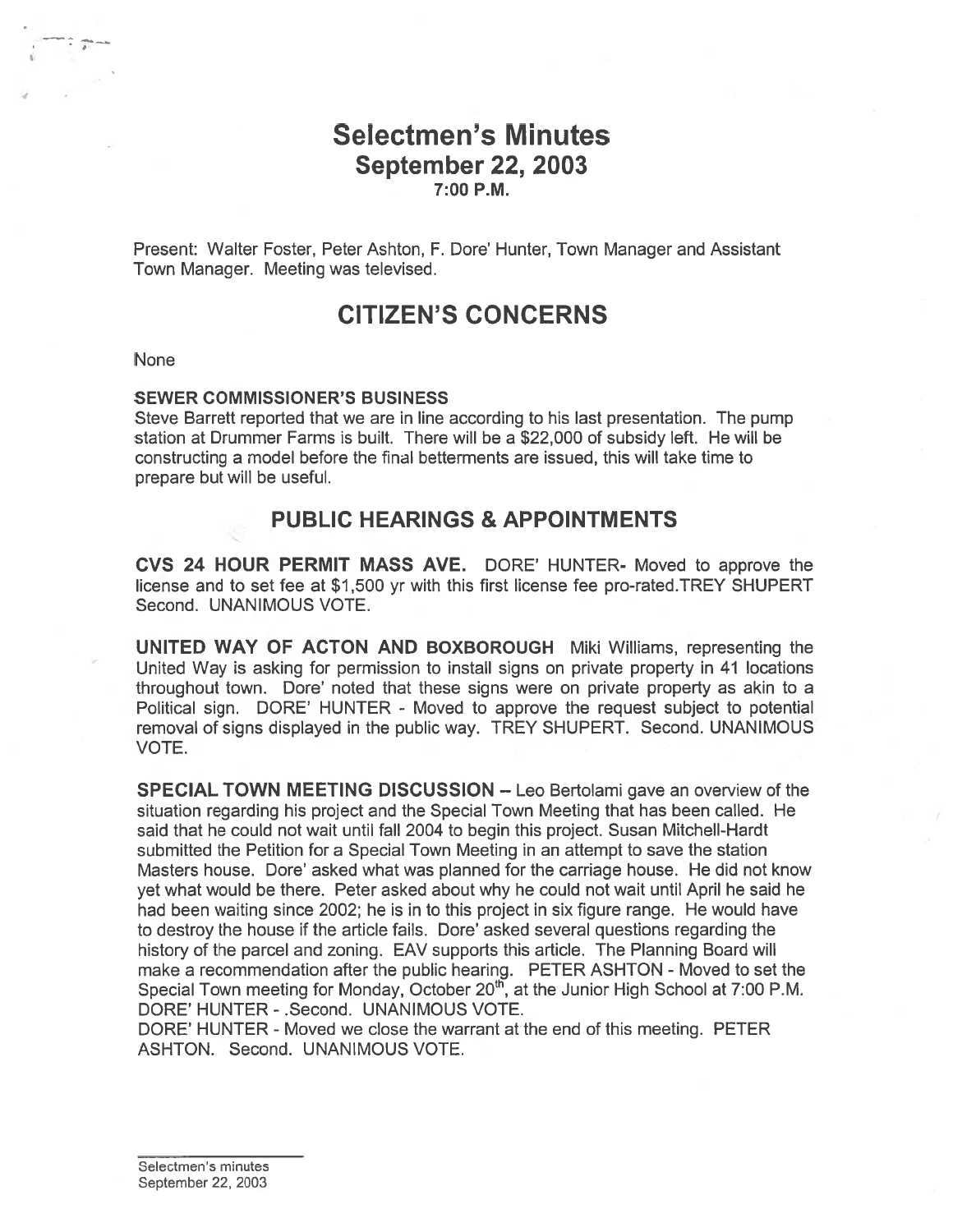# Selectmen's Minutes
## September 22, 2003
### 7:00 P.M.

Present: Walter Foster, Peter Ashton, F. Dore' Hunter, Town Manager and Assistant Town Manager. Meeting was televised.

# CITIZEN'S CONCERNS

None

**SEWER COMMISSIONER'S BUSINESS**

Steve Barrett reported that we are in line according to his last presentation. The pump station at Drummer Farms is built. There will be a $22,000 of subsidy left. He will be constructing a model before the final betterments are issued, this will take time to prepare but will be useful.

## PUBLIC HEARINGS & APPOINTMENTS

**CVS 24 HOUR PERMIT MASS AVE.** DORE' HUNTER- Moved to approve the license and to set fee at $1,500 yr with this first license fee pro-rated.TREY SHUPERT Second. UNANIMOUS VOTE.

**UNITED WAY OF ACTON AND BOXBOROUGH** Miki Williams, representing the United Way is asking for permission to install signs on private property in 41 locations throughout town. Dore' noted that these signs were on private property as akin to a Political sign. DORE' HUNTER - Moved to approve the request subject to potential removal of signs displayed in the public way. TREY SHUPERT. Second. UNANIMOUS VOTE.

**SPECIAL TOWN MEETING DISCUSSION** – Leo Bertolami gave an overview of the situation regarding his project and the Special Town Meeting that has been called. He said that he could not wait until fall 2004 to begin this project. Susan Mitchell-Hardt submitted the Petition for a Special Town Meeting in an attempt to save the station Masters house. Dore' asked what was planned for the carriage house. He did not know yet what would be there. Peter asked about why he could not wait until April he said he had been waiting since 2002; he is in to this project in six figure range. He would have to destroy the house if the article fails. Dore' asked several questions regarding the history of the parcel and zoning. EAV supports this article. The Planning Board will make a recommendation after the public hearing. PETER ASHTON - Moved to set the Special Town meeting for Monday, October 20th, at the Junior High School at 7:00 P.M. DORE' HUNTER - .Second. UNANIMOUS VOTE.

DORE' HUNTER - Moved we close the warrant at the end of this meeting. PETER ASHTON. Second. UNANIMOUS VOTE.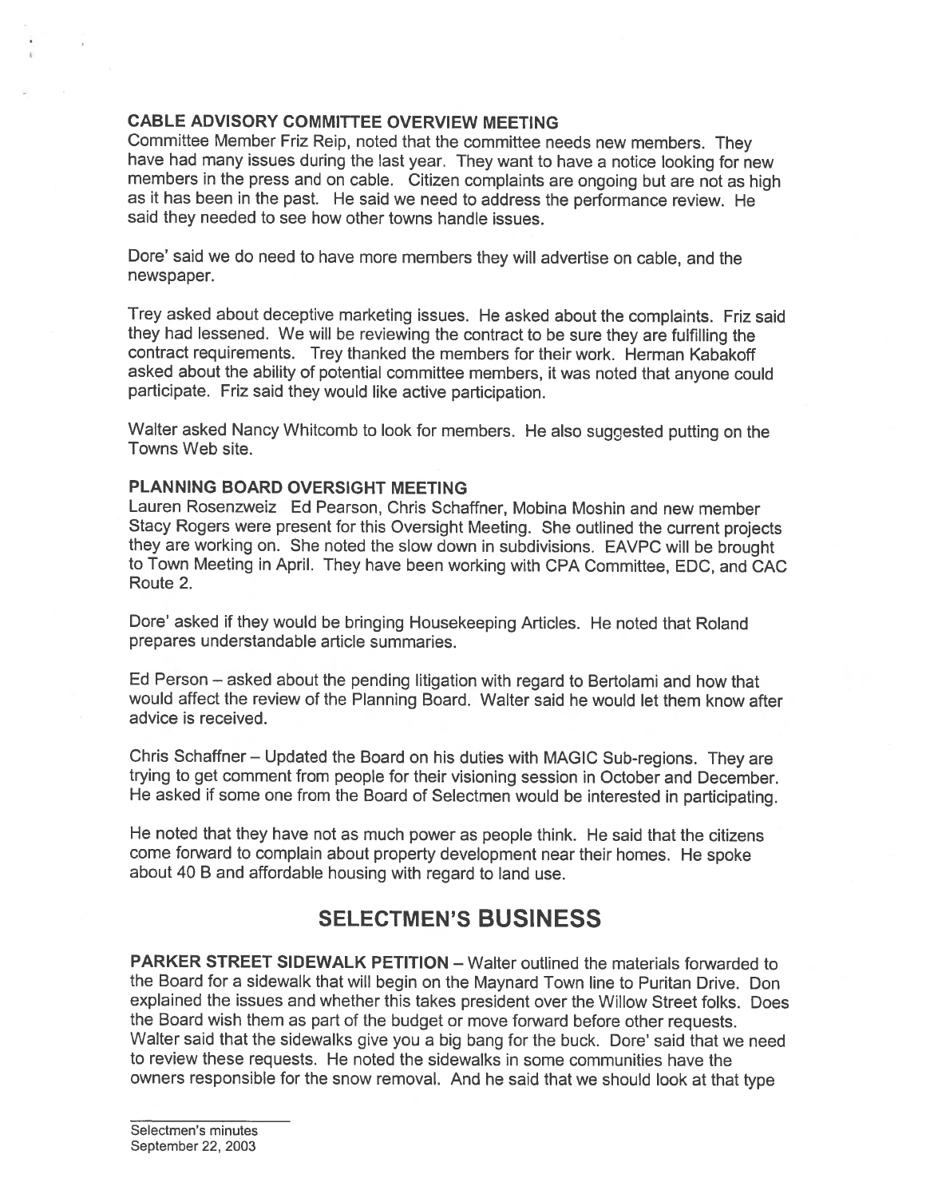**CABLE ADVISORY COMMITTEE OVERVIEW MEETING**
Committee Member Friz Reip, noted that the committee needs new members. They have had many issues during the last year. They want to have a notice looking for new members in the press and on cable. Citizen complaints are ongoing but are not as high as it has been in the past. He said we need to address the performance review. He said they needed to see how other towns handle issues.

Dore' said we do need to have more members they will advertise on cable, and the newspaper.

Trey asked about deceptive marketing issues. He asked about the complaints. Friz said they had lessened. We will be reviewing the contract to be sure they are fulfilling the contract requirements. Trey thanked the members for their work. Herman Kabakoff asked about the ability of potential committee members, it was noted that anyone could participate. Friz said they would like active participation.

Walter asked Nancy Whitcomb to look for members. He also suggested putting on the Towns Web site.

**PLANNING BOARD OVERSIGHT MEETING**
Lauren Rosenzweiz Ed Pearson, Chris Schaffner, Mobina Moshin and new member Stacy Rogers were present for this Oversight Meeting. She outlined the current projects they are working on. She noted the slow down in subdivisions. EAVPC will be brought to Town Meeting in April. They have been working with CPA Committee, EDC, and CAC Route 2.

Dore' asked if they would be bringing Housekeeping Articles. He noted that Roland prepares understandable article summaries.

Ed Person – asked about the pending litigation with regard to Bertolami and how that would affect the review of the Planning Board. Walter said he would let them know after advice is received.

Chris Schaffner – Updated the Board on his duties with MAGIC Sub-regions. They are trying to get comment from people for their visioning session in October and December. He asked if some one from the Board of Selectmen would be interested in participating.

He noted that they have not as much power as people think. He said that the citizens come forward to complain about property development near their homes. He spoke about 40 B and affordable housing with regard to land use.

# SELECTMEN'S BUSINESS

**PARKER STREET SIDEWALK PETITION** – Walter outlined the materials forwarded to the Board for a sidewalk that will begin on the Maynard Town line to Puritan Drive. Don explained the issues and whether this takes president over the Willow Street folks. Does the Board wish them as part of the budget or move forward before other requests. Walter said that the sidewalks give you a big bang for the buck. Dore' said that we need to review these requests. He noted the sidewalks in some communities have the owners responsible for the snow removal. And he said that we should look at that type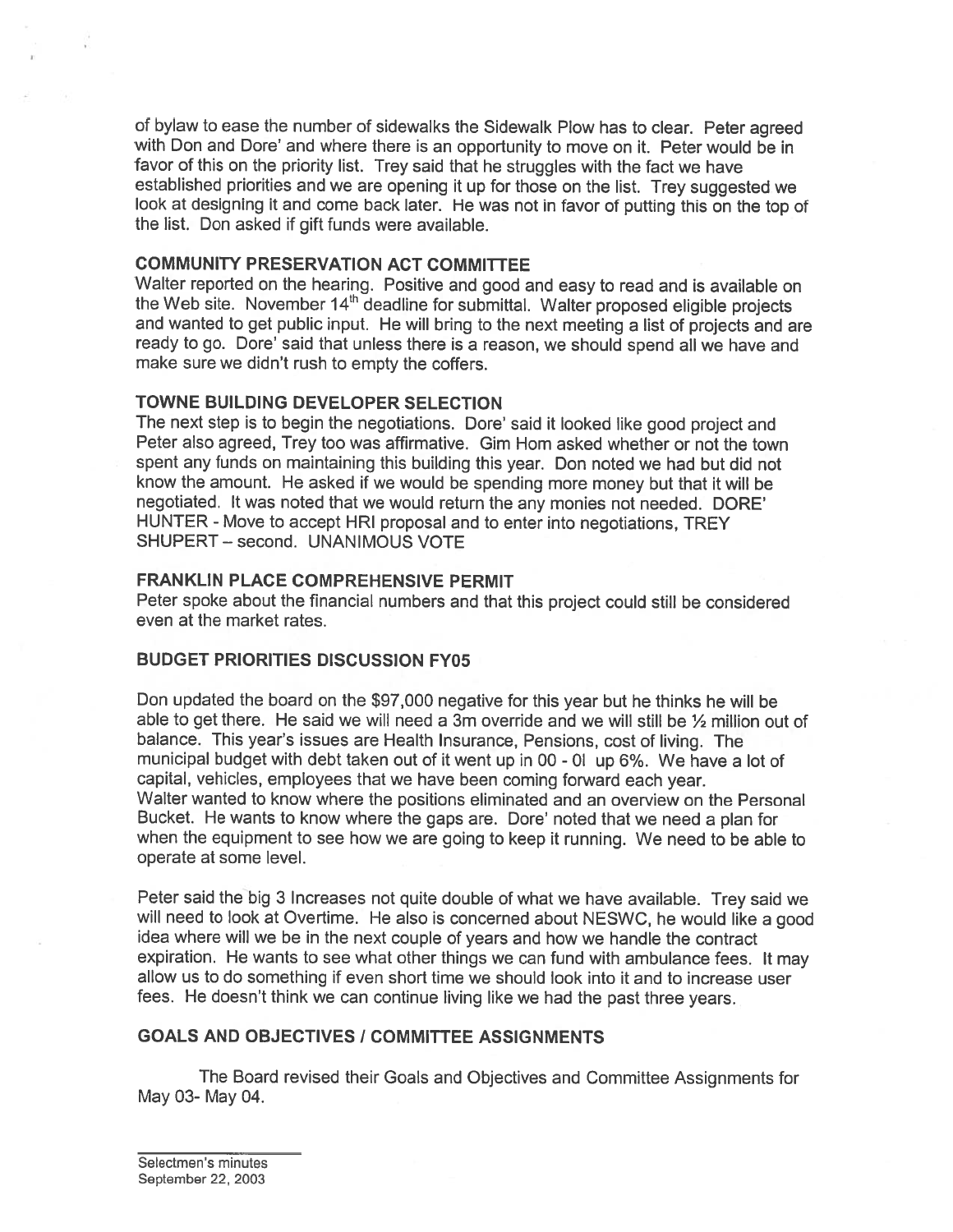of bylaw to ease the number of sidewalks the Sidewalk Plow has to clear. Peter agreed with Don and Dore' and where there is an opportunity to move on it. Peter would be in favor of this on the priority list. Trey said that he struggles with the fact we have established priorities and we are opening it up for those on the list. Trey suggested we look at designing it and come back later. He was not in favor of putting this on the top of the list. Don asked if gift funds were available.

## COMMUNITY PRESERVATION ACT COMMITTEE

Walter reported on the hearing. Positive and good and easy to read and is available on the Web site. November 14th deadline for submittal. Walter proposed eligible projects and wanted to get public input. He will bring to the next meeting a list of projects and are ready to go. Dore' said that unless there is a reason, we should spend all we have and make sure we didn't rush to empty the coffers.

## TOWNE BUILDING DEVELOPER SELECTION

The next step is to begin the negotiations. Dore' said it looked like good project and Peter also agreed, Trey too was affirmative. Gim Hom asked whether or not the town spent any funds on maintaining this building this year. Don noted we had but did not know the amount. He asked if we would be spending more money but that it will be negotiated. It was noted that we would return the any monies not needed. DORE' HUNTER - Move to accept HRI proposal and to enter into negotiations, TREY SHUPERT – second. UNANIMOUS VOTE

## FRANKLIN PLACE COMPREHENSIVE PERMIT

Peter spoke about the financial numbers and that this project could still be considered even at the market rates.

## BUDGET PRIORITIES DISCUSSION FY05

Don updated the board on the $97,000 negative for this year but he thinks he will be able to get there. He said we will need a 3m override and we will still be ½ million out of balance. This year's issues are Health Insurance, Pensions, cost of living. The municipal budget with debt taken out of it went up in 00 - 01 up 6%. We have a lot of capital, vehicles, employees that we have been coming forward each year.
Walter wanted to know where the positions eliminated and an overview on the Personal Bucket. He wants to know where the gaps are. Dore' noted that we need a plan for when the equipment to see how we are going to keep it running. We need to be able to operate at some level.

Peter said the big 3 Increases not quite double of what we have available. Trey said we will need to look at Overtime. He also is concerned about NESWC, he would like a good idea where will we be in the next couple of years and how we handle the contract expiration. He wants to see what other things we can fund with ambulance fees. It may allow us to do something if even short time we should look into it and to increase user fees. He doesn't think we can continue living like we had the past three years.

## GOALS AND OBJECTIVES / COMMITTEE ASSIGNMENTS

The Board revised their Goals and Objectives and Committee Assignments for May 03- May 04.

Selectmen's minutes
September 22, 2003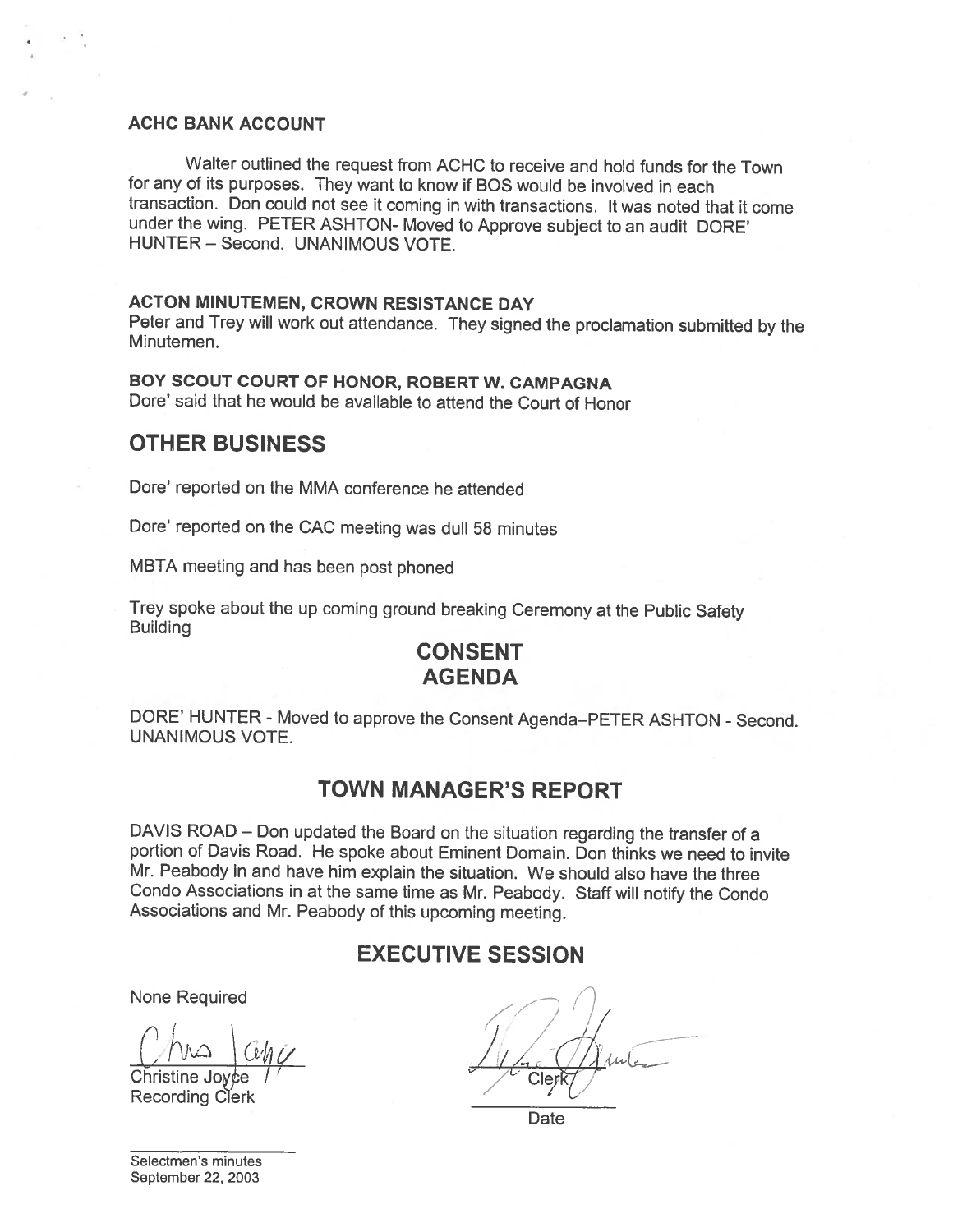**ACHC BANK ACCOUNT**

Walter outlined the request from ACHC to receive and hold funds for the Town for any of its purposes. They want to know if BOS would be involved in each transaction. Don could not see it coming in with transactions. It was noted that it come under the wing. PETER ASHTON- Moved to Approve subject to an audit DORE' HUNTER – Second. UNANIMOUS VOTE.

**ACTON MINUTEMEN, CROWN RESISTANCE DAY**

Peter and Trey will work out attendance. They signed the proclamation submitted by the Minutemen.

**BOY SCOUT COURT OF HONOR, ROBERT W. CAMPAGNA**

Dore' said that he would be available to attend the Court of Honor

## OTHER BUSINESS

Dore' reported on the MMA conference he attended

Dore' reported on the CAC meeting was dull 58 minutes

MBTA meeting and has been post phoned

Trey spoke about the up coming ground breaking Ceremony at the Public Safety Building

## CONSENT AGENDA

DORE' HUNTER - Moved to approve the Consent Agenda–PETER ASHTON - Second. UNANIMOUS VOTE.

## TOWN MANAGER'S REPORT

DAVIS ROAD – Don updated the Board on the situation regarding the transfer of a portion of Davis Road. He spoke about Eminent Domain. Don thinks we need to invite Mr. Peabody in and have him explain the situation. We should also have the three Condo Associations in at the same time as Mr. Peabody. Staff will notify the Condo Associations and Mr. Peabody of this upcoming meeting.

## EXECUTIVE SESSION

None Required

Christine Joyce
Recording Clerk

Clerk

Date

Selectmen's minutes
September 22, 2003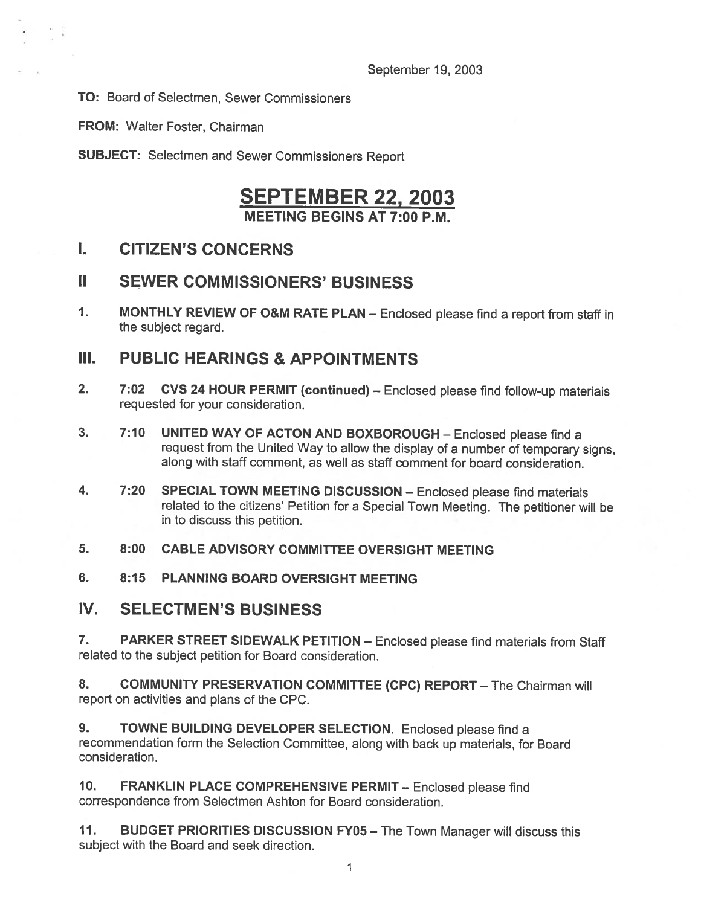September 19, 2003

**TO:** Board of Selectmen, Sewer Commissioners

**FROM:** Walter Foster, Chairman

**SUBJECT:** Selectmen and Sewer Commissioners Report

# SEPTEMBER 22, 2003

**MEETING BEGINS AT 7:00 P.M.**

## I. CITIZEN'S CONCERNS

## II SEWER COMMISSIONERS' BUSINESS

1. **MONTHLY REVIEW OF O&M RATE PLAN** – Enclosed please find a report from staff in the subject regard.

## III. PUBLIC HEARINGS & APPOINTMENTS

2. **7:02 CVS 24 HOUR PERMIT (continued)** – Enclosed please find follow-up materials requested for your consideration.

3. **7:10 UNITED WAY OF ACTON AND BOXBOROUGH** – Enclosed please find a request from the United Way to allow the display of a number of temporary signs, along with staff comment, as well as staff comment for board consideration.

4. **7:20 SPECIAL TOWN MEETING DISCUSSION** – Enclosed please find materials related to the citizens' Petition for a Special Town Meeting. The petitioner will be in to discuss this petition.

5. **8:00 CABLE ADVISORY COMMITTEE OVERSIGHT MEETING**

6. **8:15 PLANNING BOARD OVERSIGHT MEETING**

## IV. SELECTMEN'S BUSINESS

7. **PARKER STREET SIDEWALK PETITION** – Enclosed please find materials from Staff related to the subject petition for Board consideration.

8. **COMMUNITY PRESERVATION COMMITTEE (CPC) REPORT** – The Chairman will report on activities and plans of the CPC.

9. **TOWNE BUILDING DEVELOPER SELECTION**. Enclosed please find a recommendation form the Selection Committee, along with back up materials, for Board consideration.

10. **FRANKLIN PLACE COMPREHENSIVE PERMIT** – Enclosed please find correspondence from Selectmen Ashton for Board consideration.

11. **BUDGET PRIORITIES DISCUSSION FY05** – The Town Manager will discuss this subject with the Board and seek direction.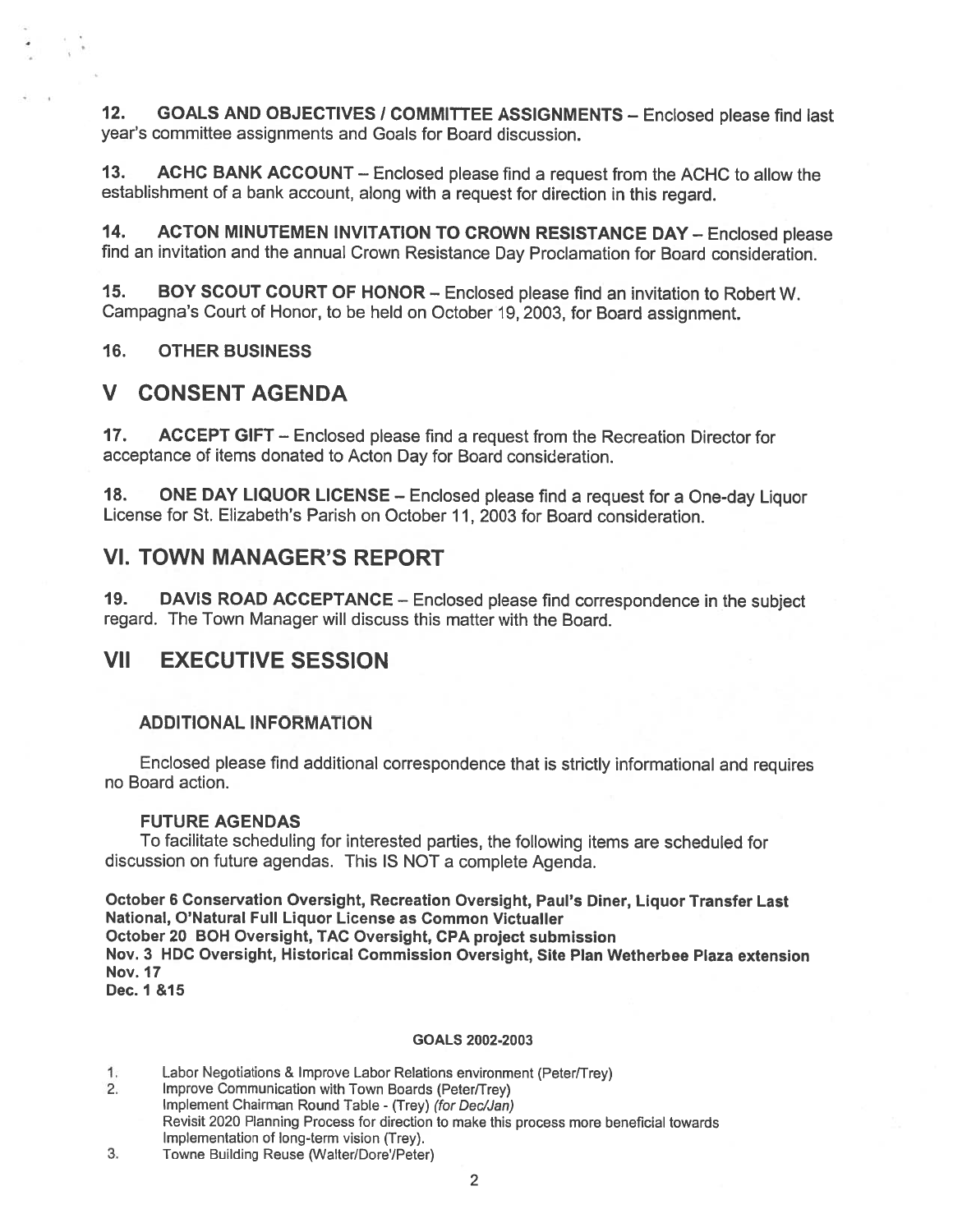**12. GOALS AND OBJECTIVES / COMMITTEE ASSIGNMENTS** – Enclosed please find last year's committee assignments and Goals for Board discussion.

**13. ACHC BANK ACCOUNT** – Enclosed please find a request from the ACHC to allow the establishment of a bank account, along with a request for direction in this regard.

**14. ACTON MINUTEMEN INVITATION TO CROWN RESISTANCE DAY** – Enclosed please find an invitation and the annual Crown Resistance Day Proclamation for Board consideration.

**15. BOY SCOUT COURT OF HONOR** – Enclosed please find an invitation to Robert W. Campagna's Court of Honor, to be held on October 19, 2003, for Board assignment.

**16. OTHER BUSINESS**

## V CONSENT AGENDA

**17. ACCEPT GIFT** – Enclosed please find a request from the Recreation Director for acceptance of items donated to Acton Day for Board consideration.

**18. ONE DAY LIQUOR LICENSE** – Enclosed please find a request for a One-day Liquor License for St. Elizabeth's Parish on October 11, 2003 for Board consideration.

## VI. TOWN MANAGER'S REPORT

**19. DAVIS ROAD ACCEPTANCE** – Enclosed please find correspondence in the subject regard. The Town Manager will discuss this matter with the Board.

## VII EXECUTIVE SESSION

### ADDITIONAL INFORMATION

Enclosed please find additional correspondence that is strictly informational and requires no Board action.

### FUTURE AGENDAS

To facilitate scheduling for interested parties, the following items are scheduled for discussion on future agendas. This IS NOT a complete Agenda.

**October 6 Conservation Oversight, Recreation Oversight, Paul's Diner, Liquor Transfer Last National, O'Natural Full Liquor License as Common Victualler**
**October 20 BOH Oversight, TAC Oversight, CPA project submission**
**Nov. 3 HDC Oversight, Historical Commission Oversight, Site Plan Wetherbee Plaza extension**
**Nov. 17**
**Dec. 1 &15**

**GOALS 2002-2003**

1. Labor Negotiations & Improve Labor Relations environment (Peter/Trey)
2. Improve Communication with Town Boards (Peter/Trey)
   Implement Chairman Round Table - (Trey) *(for Dec/Jan)*
   Revisit 2020 Planning Process for direction to make this process more beneficial towards Implementation of long-term vision (Trey).
3. Towne Building Reuse (Walter/Dore'/Peter)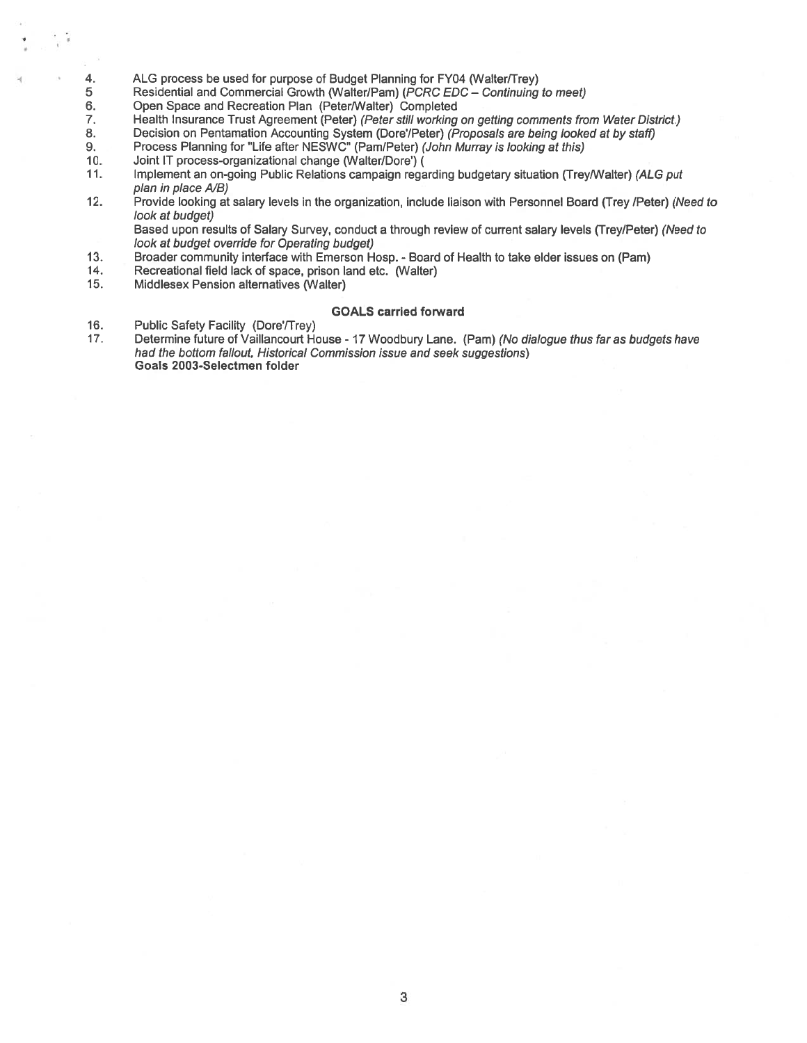4. ALG process be used for purpose of Budget Planning for FY04 (Walter/Trey)
5 Residential and Commercial Growth (Walter/Pam) *(PCRC EDC – Continuing to meet)*
6. Open Space and Recreation Plan (Peter/Walter) Completed
7. Health Insurance Trust Agreement (Peter) *(Peter still working on getting comments from Water District.)*
8. Decision on Pentamation Accounting System (Dore'/Peter) *(Proposals are being looked at by staff)*
9. Process Planning for "Life after NESWC" (Pam/Peter) *(John Murray is looking at this)*
10. Joint IT process-organizational change (Walter/Dore') (
11. Implement an on-going Public Relations campaign regarding budgetary situation (Trey/Walter) *(ALG put plan in place A/B)*
12. Provide looking at salary levels in the organization, include liaison with Personnel Board (Trey /Peter) *(Need to look at budget)*
    Based upon results of Salary Survey, conduct a through review of current salary levels (Trey/Peter) *(Need to look at budget override for Operating budget)*
13. Broader community interface with Emerson Hosp. - Board of Health to take elder issues on (Pam)
14. Recreational field lack of space, prison land etc. (Walter)
15. Middlesex Pension alternatives (Walter)

**GOALS carried forward**

16. Public Safety Facility (Dore'/Trey)
17. Determine future of Vaillancourt House - 17 Woodbury Lane. (Pam) *(No dialogue thus far as budgets have had the bottom fallout, Historical Commission issue and seek suggestions)*
    **Goals 2003-Selectmen folder**